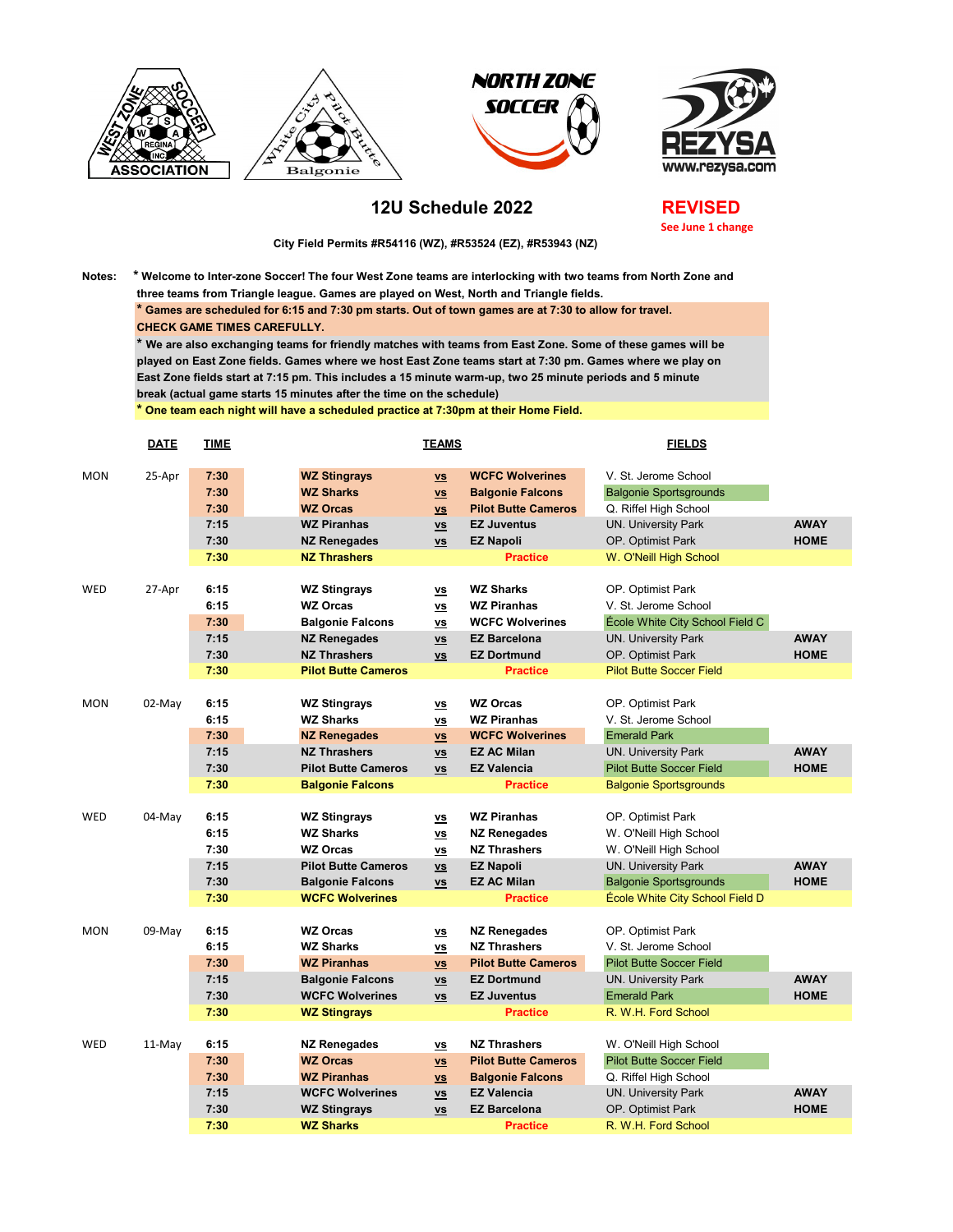# 12U Schedule 2022

**REVISED**
See June 1 change

**City Field Permits #R54116 (WZ), #R53524 (EZ), #R53943 (NZ)**

**Notes:**

* Welcome to Inter-zone Soccer! The four West Zone teams are interlocking with two teams from North Zone and three teams from Triangle league. Games are played on West, North and Triangle fields.
* Games are scheduled for 6:15 and 7:30 pm starts. Out of town games are at 7:30 to allow for travel. CHECK GAME TIMES CAREFULLY.
* We are also exchanging teams for friendly matches with teams from East Zone. Some of these games will be played on East Zone fields. Games where we host East Zone teams start at 7:30 pm. Games where we play on East Zone fields start at 7:15 pm. This includes a 15 minute warm-up, two 25 minute periods and 5 minute break (actual game starts 15 minutes after the time on the schedule)
* One team each night will have a scheduled practice at 7:30pm at their Home Field.

| | DATE | TIME | TEAMS | | | FIELDS | |
|---|---|---|---|---|---|---|---|
| MON | 25-Apr | 7:30 | WZ Stingrays | vs | WCFC Wolverines | V. St. Jerome School | |
| | | 7:30 | WZ Sharks | vs | Balgonie Falcons | Balgonie Sportsgrounds | |
| | | 7:30 | WZ Orcas | vs | Pilot Butte Cameros | Q. Riffel High School | |
| | | 7:15 | WZ Piranhas | vs | EZ Juventus | UN. University Park | AWAY |
| | | 7:30 | NZ Renegades | vs | EZ Napoli | OP. Optimist Park | HOME |
| | | 7:30 | NZ Thrashers | | Practice | W. O'Neill High School | |
| WED | 27-Apr | 6:15 | WZ Stingrays | vs | WZ Sharks | OP. Optimist Park | |
| | | 6:15 | WZ Orcas | vs | WZ Piranhas | V. St. Jerome School | |
| | | 7:30 | Balgonie Falcons | vs | WCFC Wolverines | École White City School Field C | |
| | | 7:15 | NZ Renegades | vs | EZ Barcelona | UN. University Park | AWAY |
| | | 7:30 | NZ Thrashers | vs | EZ Dortmund | OP. Optimist Park | HOME |
| | | 7:30 | Pilot Butte Cameros | | Practice | Pilot Butte Soccer Field | |
| MON | 02-May | 6:15 | WZ Stingrays | vs | WZ Orcas | OP. Optimist Park | |
| | | 6:15 | WZ Sharks | vs | WZ Piranhas | V. St. Jerome School | |
| | | 7:30 | NZ Renegades | vs | WCFC Wolverines | Emerald Park | |
| | | 7:15 | NZ Thrashers | vs | EZ AC Milan | UN. University Park | AWAY |
| | | 7:30 | Pilot Butte Cameros | vs | EZ Valencia | Pilot Butte Soccer Field | HOME |
| | | 7:30 | Balgonie Falcons | | Practice | Balgonie Sportsgrounds | |
| WED | 04-May | 6:15 | WZ Stingrays | vs | WZ Piranhas | OP. Optimist Park | |
| | | 6:15 | WZ Sharks | vs | NZ Renegades | W. O'Neill High School | |
| | | 7:30 | WZ Orcas | vs | NZ Thrashers | W. O'Neill High School | |
| | | 7:15 | Pilot Butte Cameros | vs | EZ Napoli | UN. University Park | AWAY |
| | | 7:30 | Balgonie Falcons | vs | EZ AC Milan | Balgonie Sportsgrounds | HOME |
| | | 7:30 | WCFC Wolverines | | Practice | École White City School Field D | |
| MON | 09-May | 6:15 | WZ Orcas | vs | NZ Renegades | OP. Optimist Park | |
| | | 6:15 | WZ Sharks | vs | NZ Thrashers | V. St. Jerome School | |
| | | 7:30 | WZ Piranhas | vs | Pilot Butte Cameros | Pilot Butte Soccer Field | |
| | | 7:15 | Balgonie Falcons | vs | EZ Dortmund | UN. University Park | AWAY |
| | | 7:30 | WCFC Wolverines | vs | EZ Juventus | Emerald Park | HOME |
| | | 7:30 | WZ Stingrays | | Practice | R. W.H. Ford School | |
| WED | 11-May | 6:15 | NZ Renegades | vs | NZ Thrashers | W. O'Neill High School | |
| | | 7:30 | WZ Orcas | vs | Pilot Butte Cameros | Pilot Butte Soccer Field | |
| | | 7:30 | WZ Piranhas | vs | Balgonie Falcons | Q. Riffel High School | |
| | | 7:15 | WCFC Wolverines | vs | EZ Valencia | UN. University Park | AWAY |
| | | 7:30 | WZ Stingrays | vs | EZ Barcelona | OP. Optimist Park | HOME |
| | | 7:30 | WZ Sharks | | Practice | R. W.H. Ford School | |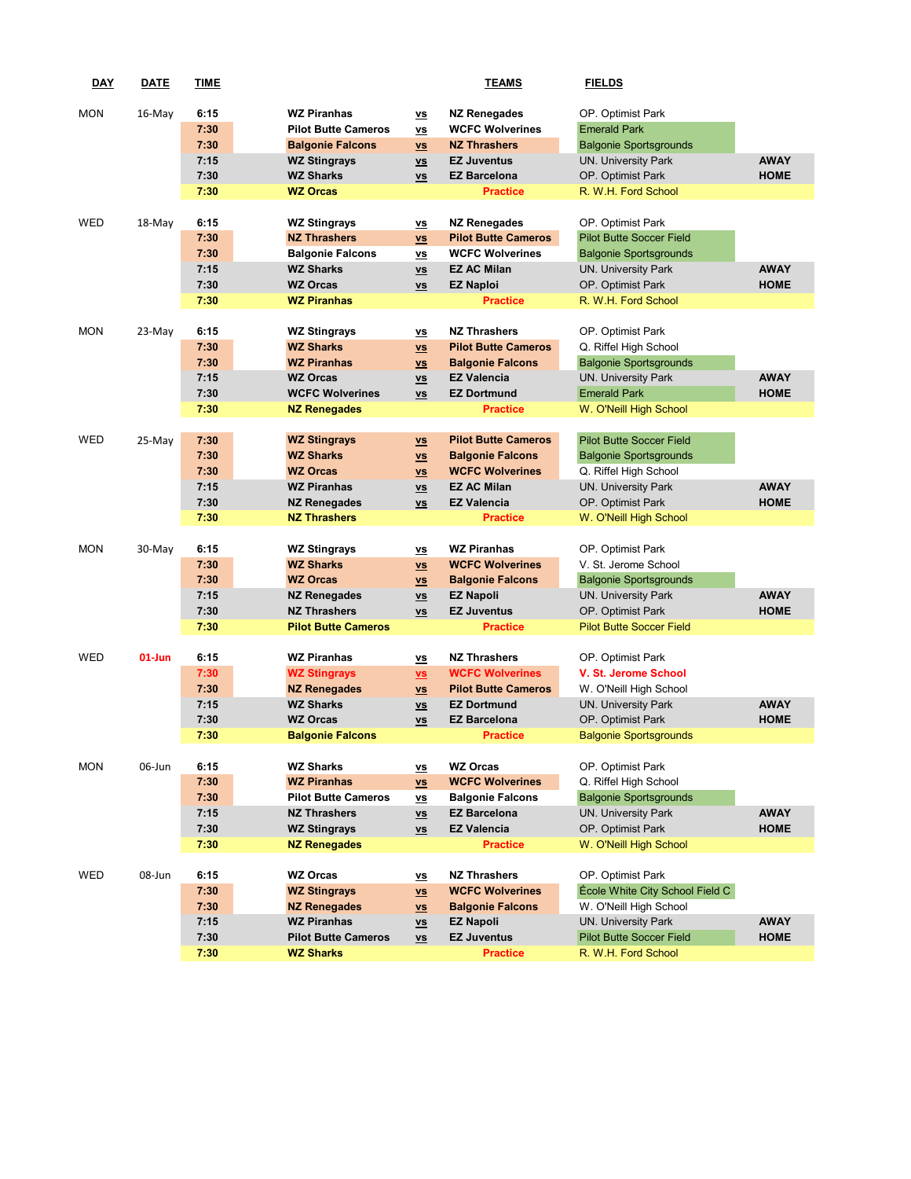| DAY | DATE | TIME | TEAMS | | | FIELDS | |
|---|---|---|---|---|---|---|---|
| MON | 16-May | 6:15 | WZ Piranhas | vs | NZ Renegades | OP. Optimist Park | |
| | | 7:30 | Pilot Butte Cameros | vs | WCFC Wolverines | Emerald Park | |
| | | 7:30 | Balgonie Falcons | vs | NZ Thrashers | Balgonie Sportsgrounds | |
| | | 7:15 | WZ Stingrays | vs | EZ Juventus | UN. University Park | AWAY |
| | | 7:30 | WZ Sharks | vs | EZ Barcelona | OP. Optimist Park | HOME |
| | | 7:30 | WZ Orcas | | Practice | R. W.H. Ford School | |
| WED | 18-May | 6:15 | WZ Stingrays | vs | NZ Renegades | OP. Optimist Park | |
| | | 7:30 | NZ Thrashers | vs | Pilot Butte Cameros | Pilot Butte Soccer Field | |
| | | 7:30 | Balgonie Falcons | vs | WCFC Wolverines | Balgonie Sportsgrounds | |
| | | 7:15 | WZ Sharks | vs | EZ AC Milan | UN. University Park | AWAY |
| | | 7:30 | WZ Orcas | vs | EZ Naploi | OP. Optimist Park | HOME |
| | | 7:30 | WZ Piranhas | | Practice | R. W.H. Ford School | |
| MON | 23-May | 6:15 | WZ Stingrays | vs | NZ Thrashers | OP. Optimist Park | |
| | | 7:30 | WZ Sharks | vs | Pilot Butte Cameros | Q. Riffel High School | |
| | | 7:30 | WZ Piranhas | vs | Balgonie Falcons | Balgonie Sportsgrounds | |
| | | 7:15 | WZ Orcas | vs | EZ Valencia | UN. University Park | AWAY |
| | | 7:30 | WCFC Wolverines | vs | EZ Dortmund | Emerald Park | HOME |
| | | 7:30 | NZ Renegades | | Practice | W. O'Neill High School | |
| WED | 25-May | 7:30 | WZ Stingrays | vs | Pilot Butte Cameros | Pilot Butte Soccer Field | |
| | | 7:30 | WZ Sharks | vs | Balgonie Falcons | Balgonie Sportsgrounds | |
| | | 7:30 | WZ Orcas | vs | WCFC Wolverines | Q. Riffel High School | |
| | | 7:15 | WZ Piranhas | vs | EZ AC Milan | UN. University Park | AWAY |
| | | 7:30 | NZ Renegades | vs | EZ Valencia | OP. Optimist Park | HOME |
| | | 7:30 | NZ Thrashers | | Practice | W. O'Neill High School | |
| MON | 30-May | 6:15 | WZ Stingrays | vs | WZ Piranhas | OP. Optimist Park | |
| | | 7:30 | WZ Sharks | vs | WCFC Wolverines | V. St. Jerome School | |
| | | 7:30 | WZ Orcas | vs | Balgonie Falcons | Balgonie Sportsgrounds | |
| | | 7:15 | NZ Renegades | vs | EZ Napoli | UN. University Park | AWAY |
| | | 7:30 | NZ Thrashers | vs | EZ Juventus | OP. Optimist Park | HOME |
| | | 7:30 | Pilot Butte Cameros | | Practice | Pilot Butte Soccer Field | |
| WED | 01-Jun | 6:15 | WZ Piranhas | vs | NZ Thrashers | OP. Optimist Park | |
| | | 7:30 | WZ Stingrays | vs | WCFC Wolverines | V. St. Jerome School | |
| | | 7:30 | NZ Renegades | vs | Pilot Butte Cameros | W. O'Neill High School | |
| | | 7:15 | WZ Sharks | vs | EZ Dortmund | UN. University Park | AWAY |
| | | 7:30 | WZ Orcas | vs | EZ Barcelona | OP. Optimist Park | HOME |
| | | 7:30 | Balgonie Falcons | | Practice | Balgonie Sportsgrounds | |
| MON | 06-Jun | 6:15 | WZ Sharks | vs | WZ Orcas | OP. Optimist Park | |
| | | 7:30 | WZ Piranhas | vs | WCFC Wolverines | Q. Riffel High School | |
| | | 7:30 | Pilot Butte Cameros | vs | Balgonie Falcons | Balgonie Sportsgrounds | |
| | | 7:15 | NZ Thrashers | vs | EZ Barcelona | UN. University Park | AWAY |
| | | 7:30 | WZ Stingrays | vs | EZ Valencia | OP. Optimist Park | HOME |
| | | 7:30 | NZ Renegades | | Practice | W. O'Neill High School | |
| WED | 08-Jun | 6:15 | WZ Orcas | vs | NZ Thrashers | OP. Optimist Park | |
| | | 7:30 | WZ Stingrays | vs | WCFC Wolverines | École White City School Field C | |
| | | 7:30 | NZ Renegades | vs | Balgonie Falcons | W. O'Neill High School | |
| | | 7:15 | WZ Piranhas | vs | EZ Napoli | UN. University Park | AWAY |
| | | 7:30 | Pilot Butte Cameros | vs | EZ Juventus | Pilot Butte Soccer Field | HOME |
| | | 7:30 | WZ Sharks | | Practice | R. W.H. Ford School | |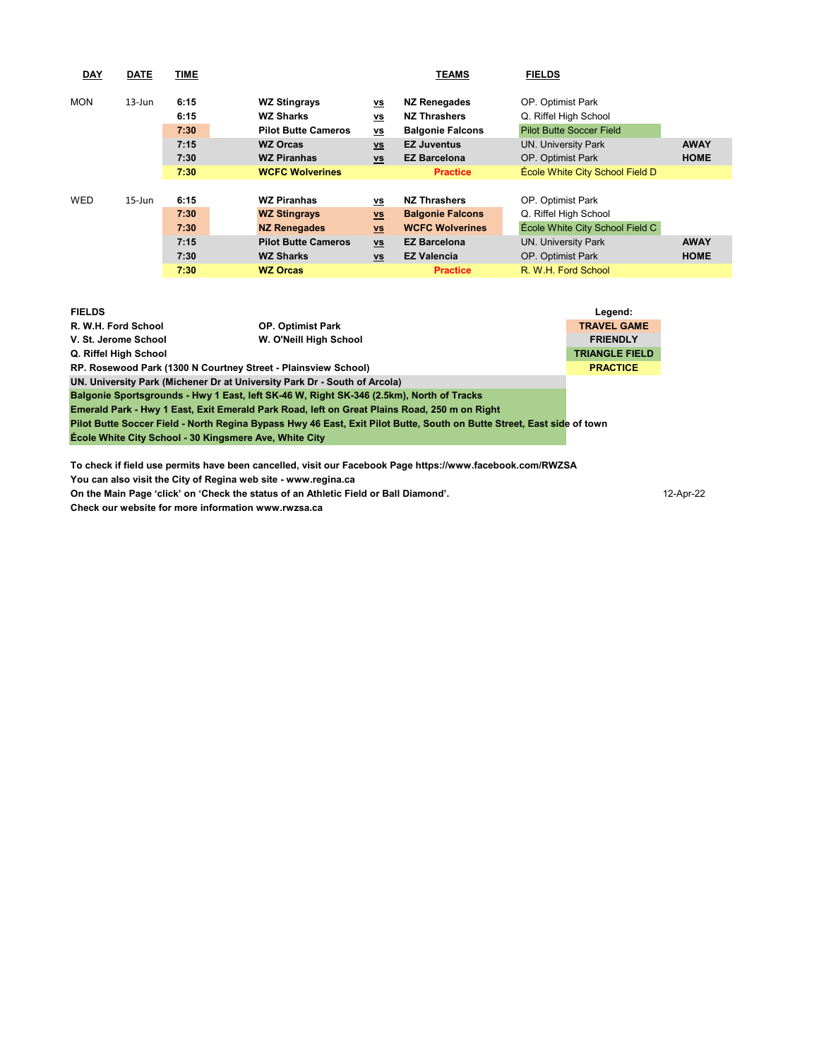| DAY | DATE | TIME | | | TEAMS | FIELDS | |
|---|---|---|---|---|---|---|---|
| MON | 13-Jun | 6:15 | WZ Stingrays | vs | NZ Renegades | OP. Optimist Park | |
| | | 6:15 | WZ Sharks | vs | NZ Thrashers | Q. Riffel High School | |
| | | 7:30 | Pilot Butte Cameros | vs | Balgonie Falcons | Pilot Butte Soccer Field | |
| | | 7:15 | WZ Orcas | vs | EZ Juventus | UN. University Park | AWAY |
| | | 7:30 | WZ Piranhas | vs | EZ Barcelona | OP. Optimist Park | HOME |
| | | 7:30 | WCFC Wolverines | | Practice | École White City School Field D | |
| WED | 15-Jun | 6:15 | WZ Piranhas | vs | NZ Thrashers | OP. Optimist Park | |
| | | 7:30 | WZ Stingrays | vs | Balgonie Falcons | Q. Riffel High School | |
| | | 7:30 | NZ Renegades | vs | WCFC Wolverines | École White City School Field C | |
| | | 7:15 | Pilot Butte Cameros | vs | EZ Barcelona | UN. University Park | AWAY |
| | | 7:30 | WZ Sharks | vs | EZ Valencia | OP. Optimist Park | HOME |
| | | 7:30 | WZ Orcas | | Practice | R. W.H. Ford School | |

**FIELDS**

| | | Legend: |
|---|---|---|
| R. W.H. Ford School | OP. Optimist Park | TRAVEL GAME |
| V. St. Jerome School | W. O'Neill High School | FRIENDLY |
| Q. Riffel High School | | TRIANGLE FIELD |
| RP. Rosewood Park (1300 N Courtney Street - Plainsview School) | | PRACTICE |

**UN. University Park (Michener Dr at University Park Dr - South of Arcola)**

**Balgonie Sportsgrounds - Hwy 1 East, left SK-46 W, Right SK-346 (2.5km), North of Tracks**

**Emerald Park - Hwy 1 East, Exit Emerald Park Road, left on Great Plains Road, 250 m on Right**

**Pilot Butte Soccer Field - North Regina Bypass Hwy 46 East, Exit Pilot Butte, South on Butte Street, East side of town**

**École White City School - 30 Kingsmere Ave, White City**

**To check if field use permits have been cancelled, visit our Facebook Page https://www.facebook.com/RWZSA**
**You can also visit the City of Regina web site - www.regina.ca**
**On the Main Page 'click' on 'Check the status of an Athletic Field or Ball Diamond'.**
**Check our website for more information www.rwzsa.ca**

12-Apr-22